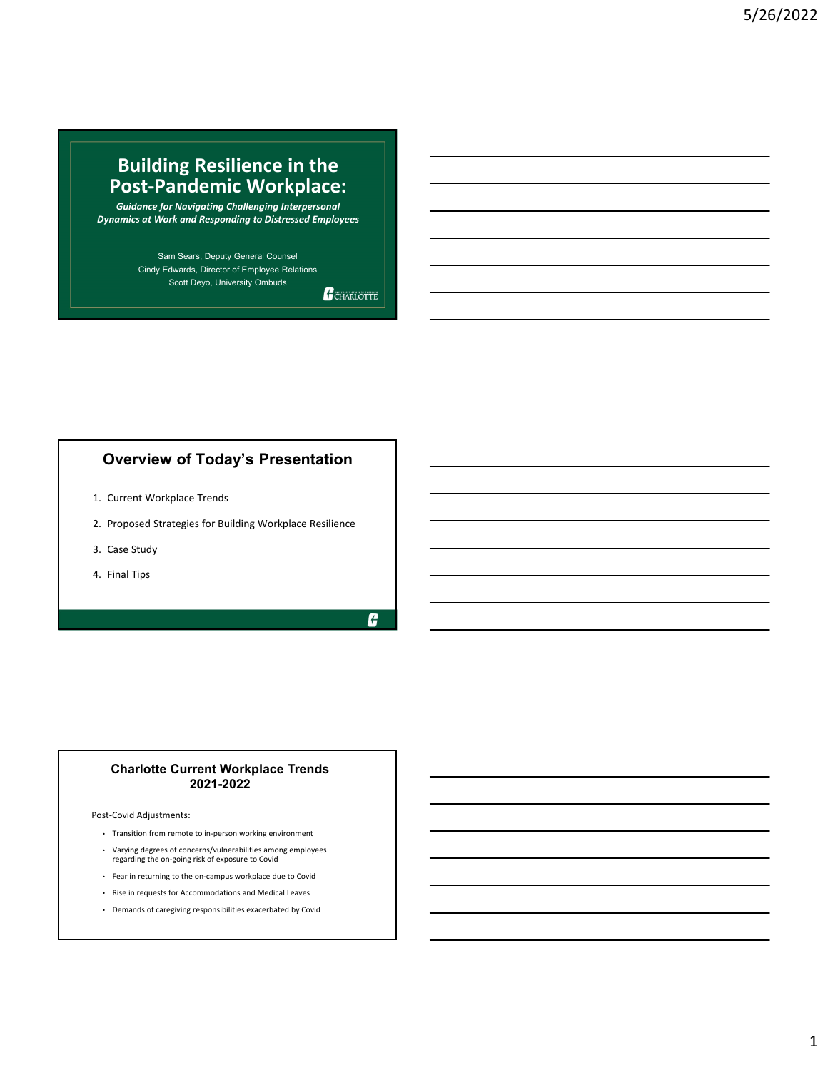# Building Resilience in the Post-Pandemic Workplace:

***Guidance for Navigating Challenging Interpersonal Dynamics at Work and Responding to Distressed Employees***

Sam Sears, Deputy General Counsel
Cindy Edwards, Director of Employee Relations
Scott Deyo, University Ombuds

## Overview of Today's Presentation

1. Current Workplace Trends
2. Proposed Strategies for Building Workplace Resilience
3. Case Study
4. Final Tips

## Charlotte Current Workplace Trends 2021-2022

Post-Covid Adjustments:

- Transition from remote to in-person working environment
- Varying degrees of concerns/vulnerabilities among employees regarding the on-going risk of exposure to Covid
- Fear in returning to the on-campus workplace due to Covid
- Rise in requests for Accommodations and Medical Leaves
- Demands of caregiving responsibilities exacerbated by Covid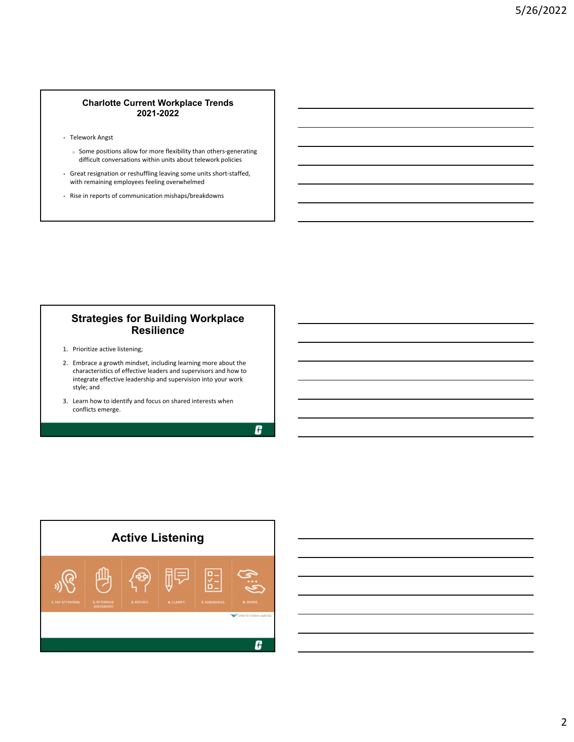## Charlotte Current Workplace Trends 2021-2022

- Telework Angst
  - Some positions allow for more flexibility than others-generating difficult conversations within units about telework policies
- Great resignation or reshuffling leaving some units short-staffed, with remaining employees feeling overwhelmed
- Rise in reports of communication mishaps/breakdowns

## Strategies for Building Workplace Resilience

1. Prioritize active listening;
2. Embrace a growth mindset, including learning more about the characteristics of effective leaders and supervisors and how to integrate effective leadership and supervision into your work style; and
3. Learn how to identify and focus on shared interests when conflicts emerge.

## Active Listening

1. PAY ATTENTION.
2. WITHHOLD JUDGEMENT.
3. REFLECT.
4. CLARIFY.
5. SUMMARIZE.
6. SHARE.

Center for Creative Leadership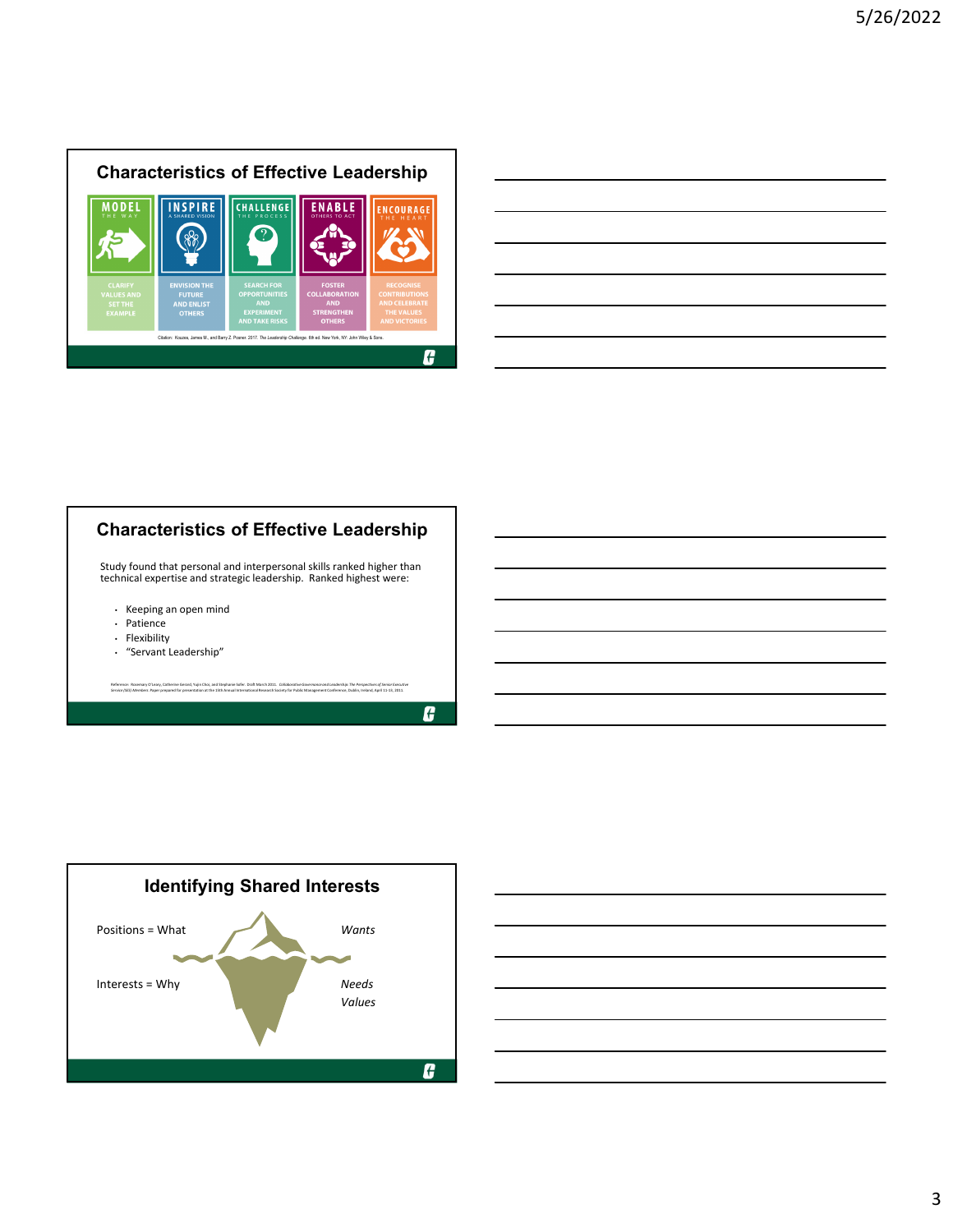## Characteristics of Effective Leadership

| MODEL THE WAY | INSPIRE A SHARED VISION | CHALLENGE THE PROCESS | ENABLE OTHERS TO ACT | ENCOURAGE THE HEART |
| --- | --- | --- | --- | --- |
| CLARIFY VALUES AND SET THE EXAMPLE | ENVISION THE FUTURE AND ENLIST OTHERS | SEARCH FOR OPPORTUNITIES AND EXPERIMENT AND TAKE RISKS | FOSTER COLLABORATION AND STRENGTHEN OTHERS | RECOGNISE CONTRIBUTIONS AND CELEBRATE THE VALUES AND VICTORIES |

Citation: Kouzes, James M., and Barry Z. Posner. 2017. The Leadership Challenge. 6th ed. New York, NY: John Wiley & Sons.

## Characteristics of Effective Leadership

Study found that personal and interpersonal skills ranked higher than technical expertise and strategic leadership. Ranked highest were:

- Keeping an open mind
- Patience
- Flexibility
- "Servant Leadership"

Reference: Rosemary O'Leary, Catherine Gerard, Yujin Choi, and Stephanie Iafer. Draft March 2011. *Collaborative Governance and Leadership: The Perspectives of Senior Executive Service (SES) Members.* Paper prepared for presentation at the 15th Annual International Research Society for Public Management Conference, Dublin, Ireland, April 11-13, 2011.

## Identifying Shared Interests

Positions = What — *Wants*

Interests = Why — *Needs*, *Values*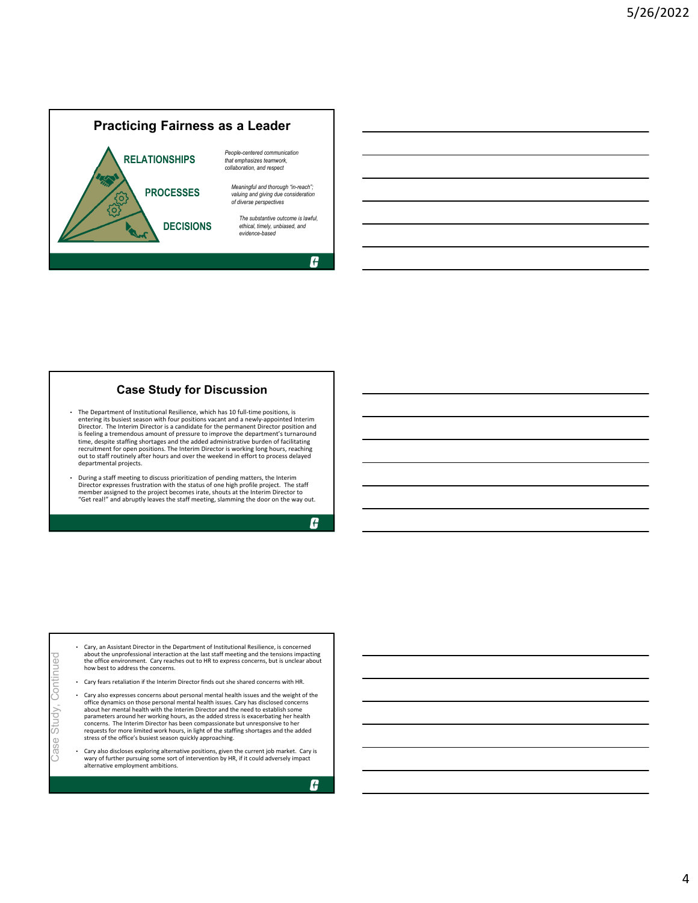## Practicing Fairness as a Leader

**RELATIONSHIPS** — *People-centered communication that emphasizes teamwork, collaboration, and respect*

**PROCESSES** — *Meaningful and thorough "in-reach"; valuing and giving due consideration of diverse perspectives*

**DECISIONS** — *The substantive outcome is lawful, ethical, timely, unbiased, and evidence-based*

## Case Study for Discussion

- The Department of Institutional Resilience, which has 10 full-time positions, is entering its busiest season with four positions vacant and a newly-appointed Interim Director. The Interim Director is a candidate for the permanent Director position and is feeling a tremendous amount of pressure to improve the department's turnaround time, despite staffing shortages and the added administrative burden of facilitating recruitment for open positions. The Interim Director is working long hours, reaching out to staff routinely after hours and over the weekend in effort to process delayed departmental projects.
- During a staff meeting to discuss prioritization of pending matters, the Interim Director expresses frustration with the status of one high profile project. The staff member assigned to the project becomes irate, shouts at the Interim Director to "Get real!" and abruptly leaves the staff meeting, slamming the door on the way out.

## Case Study, Continued

- Cary, an Assistant Director in the Department of Institutional Resilience, is concerned about the unprofessional interaction at the last staff meeting and the tensions impacting the office environment. Cary reaches out to HR to express concerns, but is unclear about how best to address the concerns.
- Cary fears retaliation if the Interim Director finds out she shared concerns with HR.
- Cary also expresses concerns about personal mental health issues and the weight of the office dynamics on those personal mental health issues. Cary has disclosed concerns about her mental health with the Interim Director and the need to establish some parameters around her working hours, as the added stress is exacerbating her health concerns. The Interim Director has been compassionate but unresponsive to her requests for more limited work hours, in light of the staffing shortages and the added stress of the office's busiest season quickly approaching.
- Cary also discloses exploring alternative positions, given the current job market. Cary is wary of further pursuing some sort of intervention by HR, if it could adversely impact alternative employment ambitions.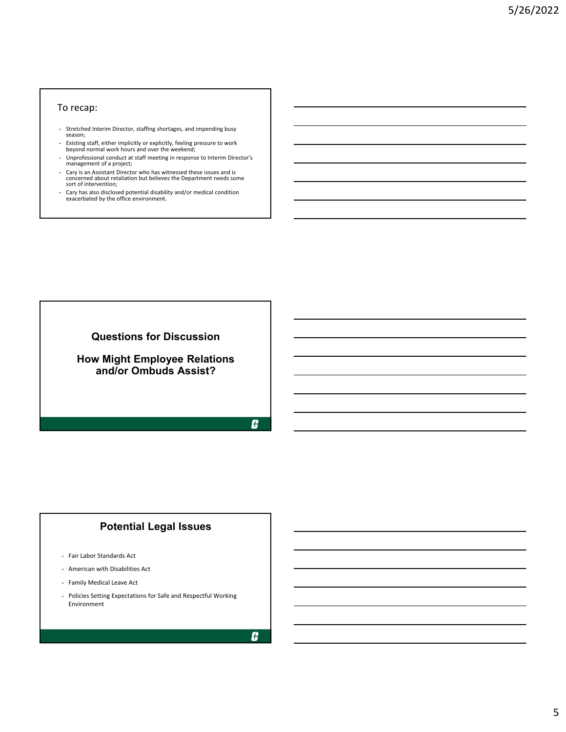## To recap:

- Stretched Interim Director, staffing shortages, and impending busy season;
- Existing staff, either implicitly or explicitly, feeling pressure to work beyond normal work hours and over the weekend;
- Unprofessional conduct at staff meeting in response to Interim Director's management of a project;
- Cary is an Assistant Director who has witnessed these issues and is concerned about retaliation but believes the Department needs some sort of intervention;
- Cary has also disclosed potential disability and/or medical condition exacerbated by the office environment.

## Questions for Discussion

## How Might Employee Relations and/or Ombuds Assist?

## Potential Legal Issues

- Fair Labor Standards Act
- American with Disabilities Act
- Family Medical Leave Act
- Policies Setting Expectations for Safe and Respectful Working Environment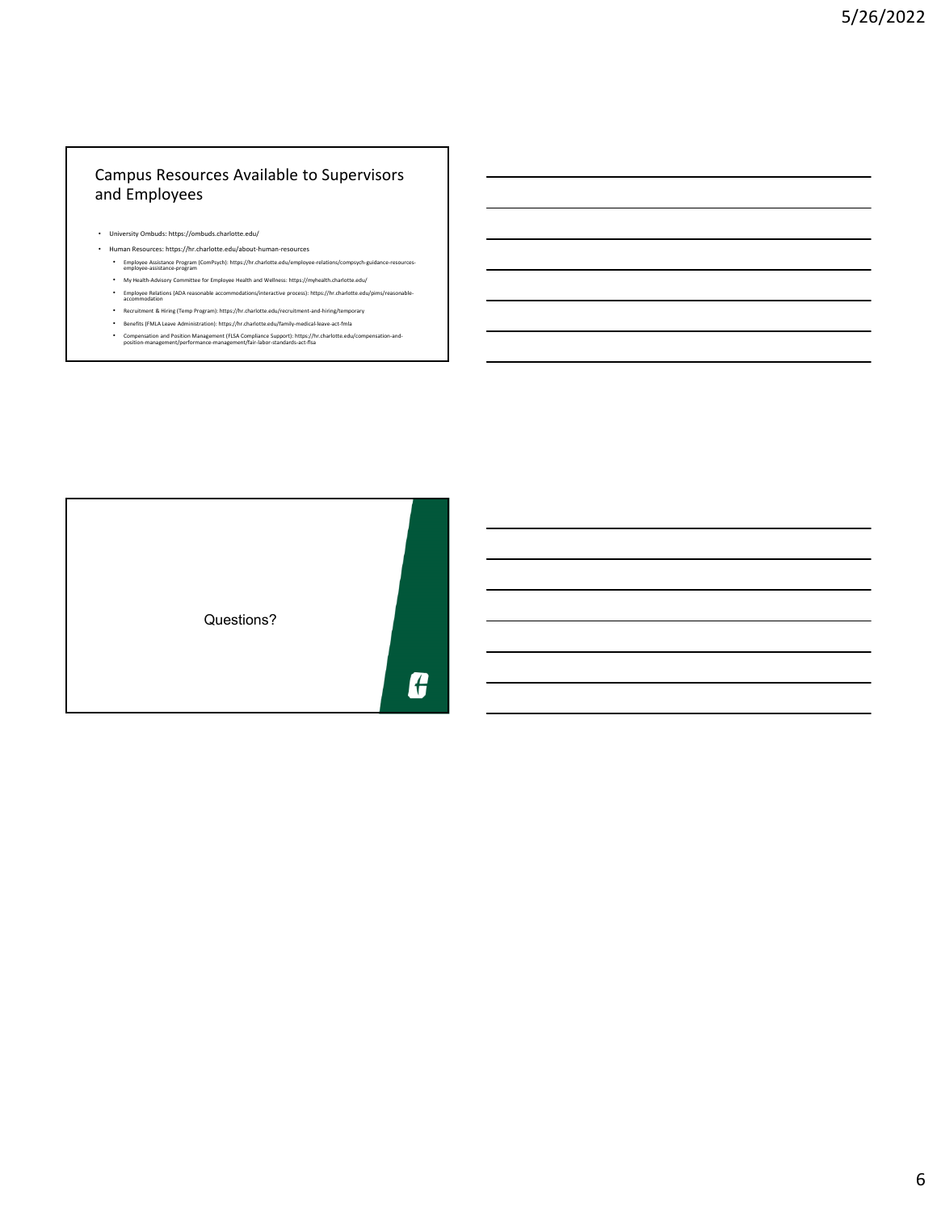## Campus Resources Available to Supervisors and Employees

- University Ombuds: https://ombuds.charlotte.edu/
- Human Resources: https://hr.charlotte.edu/about-human-resources
  - Employee Assistance Program (ComPsych): https://hr.charlotte.edu/employee-relations/compsych-guidance-resources-employee-assistance-program
  - My Health-Advisory Committee for Employee Health and Wellness: https://myhealth.charlotte.edu/
  - Employee Relations (ADA reasonable accommodations/interactive process): https://hr.charlotte.edu/pims/reasonable-accommodation
  - Recruitment & Hiring (Temp Program): https://hr.charlotte.edu/recruitment-and-hiring/temporary
  - Benefits (FMLA Leave Administration): https://hr.charlotte.edu/family-medical-leave-act-fmla
  - Compensation and Position Management (FLSA Compliance Support): https://hr.charlotte.edu/compensation-and-position-management/performance-management/fair-labor-standards-act-flsa

Questions?